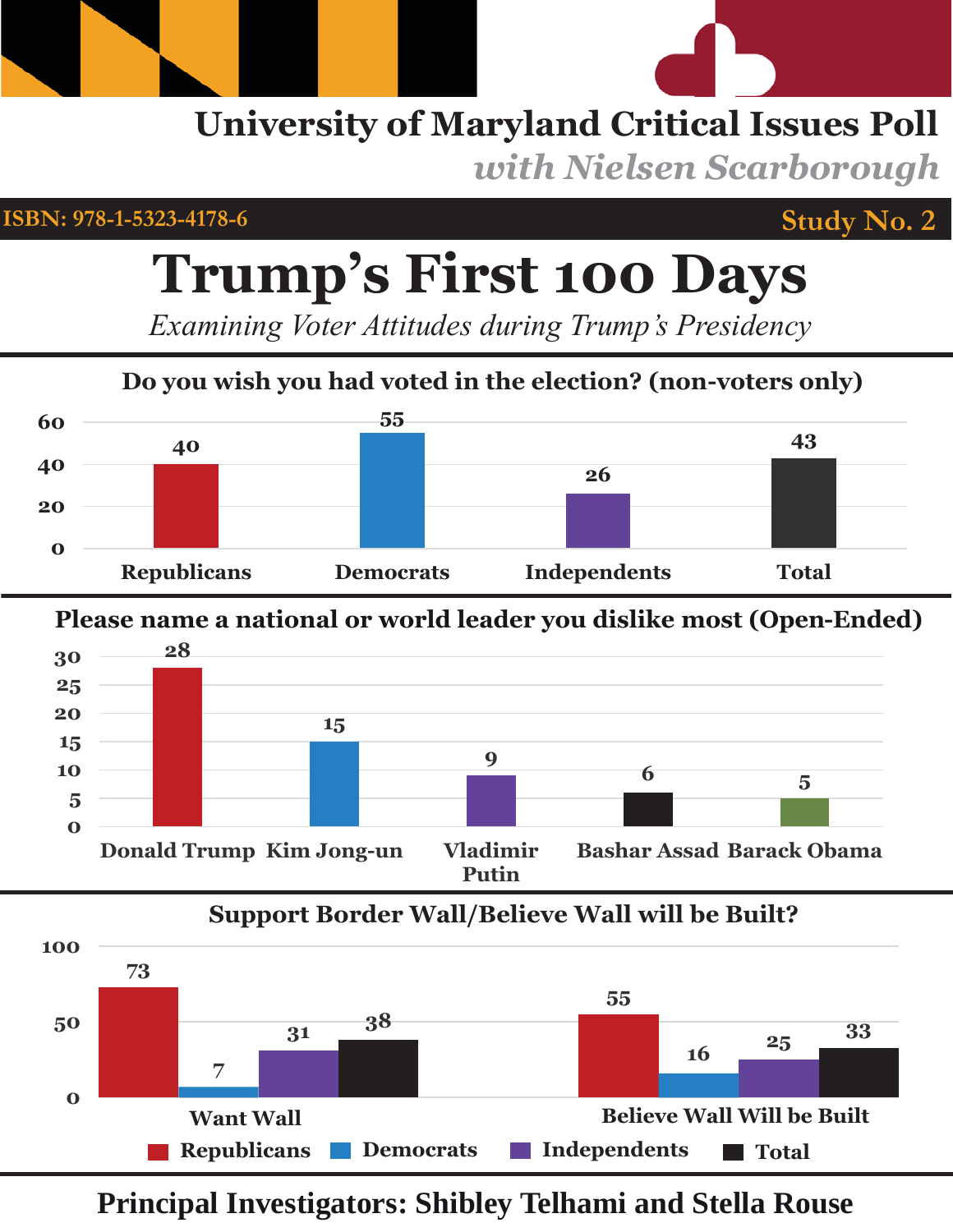# University of Maryland Critical Issues Poll

*with Nielsen Scarborough*

**ISBN: 978-1-5323-4178-6** | **Study No. 2**

# Trump's First 100 Days

*Examining Voter Attitudes during Trump's Presidency*

### Do you wish you had voted in the election? (non-voters only)

| Republicans | Democrats | Independents | Total |
|---|---|---|---|
| 40 | 55 | 26 | 43 |

### Please name a national or world leader you dislike most (Open-Ended)

| Donald Trump | Kim Jong-un | Vladimir Putin | Bashar Assad | Barack Obama |
|---|---|---|---|---|
| 28 | 15 | 9 | 6 | 5 |

### Support Border Wall/Believe Wall will be Built?

| | Republicans | Democrats | Independents | Total |
|---|---|---|---|---|
| Want Wall | 73 | 7 | 31 | 38 |
| Believe Wall Will be Built | 55 | 16 | 25 | 33 |

**Principal Investigators: Shibley Telhami and Stella Rouse**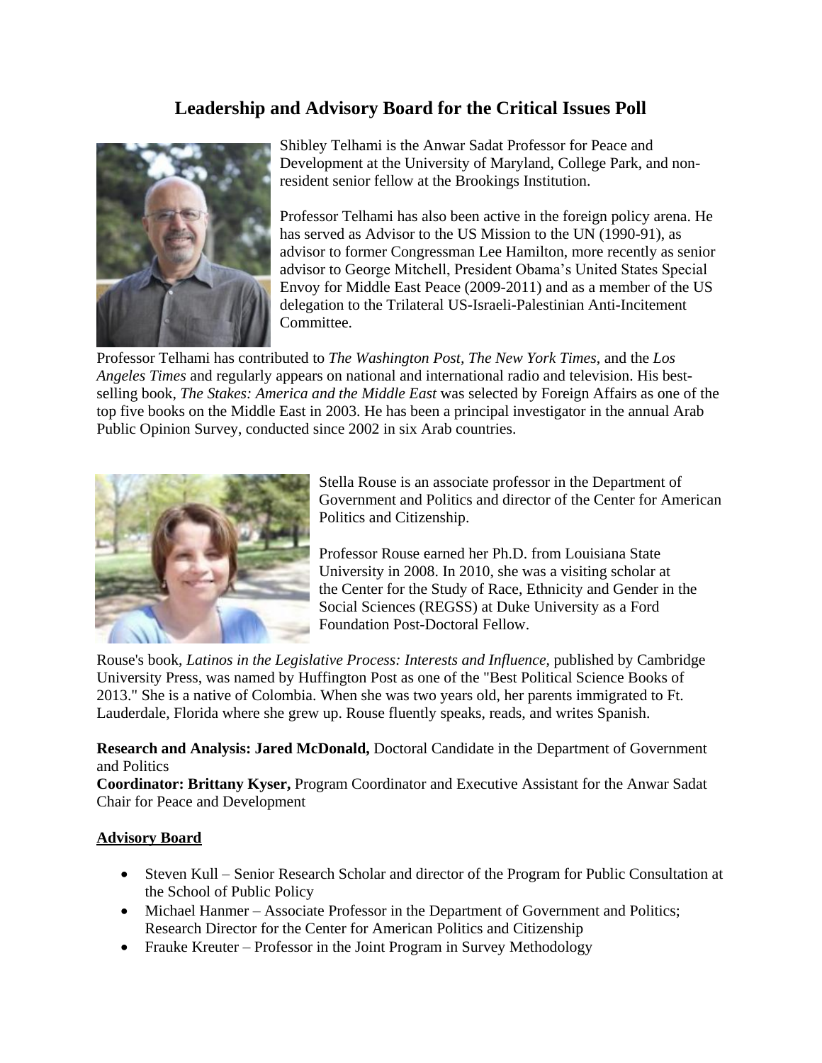# Leadership and Advisory Board for the Critical Issues Poll

Shibley Telhami is the Anwar Sadat Professor for Peace and Development at the University of Maryland, College Park, and non-resident senior fellow at the Brookings Institution.

Professor Telhami has also been active in the foreign policy arena. He has served as Advisor to the US Mission to the UN (1990-91), as advisor to former Congressman Lee Hamilton, more recently as senior advisor to George Mitchell, President Obama's United States Special Envoy for Middle East Peace (2009-2011) and as a member of the US delegation to the Trilateral US-Israeli-Palestinian Anti-Incitement Committee.

Professor Telhami has contributed to *The Washington Post, The New York Times*, and the *Los Angeles Times* and regularly appears on national and international radio and television. His best-selling book, *The Stakes: America and the Middle East* was selected by Foreign Affairs as one of the top five books on the Middle East in 2003. He has been a principal investigator in the annual Arab Public Opinion Survey, conducted since 2002 in six Arab countries.

Stella Rouse is an associate professor in the Department of Government and Politics and director of the Center for American Politics and Citizenship.

Professor Rouse earned her Ph.D. from Louisiana State University in 2008. In 2010, she was a visiting scholar at the Center for the Study of Race, Ethnicity and Gender in the Social Sciences (REGSS) at Duke University as a Ford Foundation Post-Doctoral Fellow.

Rouse's book, *Latinos in the Legislative Process: Interests and Influence*, published by Cambridge University Press, was named by Huffington Post as one of the "Best Political Science Books of 2013." She is a native of Colombia. When she was two years old, her parents immigrated to Ft. Lauderdale, Florida where she grew up. Rouse fluently speaks, reads, and writes Spanish.

**Research and Analysis: Jared McDonald,** Doctoral Candidate in the Department of Government and Politics
**Coordinator: Brittany Kyser,** Program Coordinator and Executive Assistant for the Anwar Sadat Chair for Peace and Development

## Advisory Board

- Steven Kull – Senior Research Scholar and director of the Program for Public Consultation at the School of Public Policy
- Michael Hanmer – Associate Professor in the Department of Government and Politics; Research Director for the Center for American Politics and Citizenship
- Frauke Kreuter – Professor in the Joint Program in Survey Methodology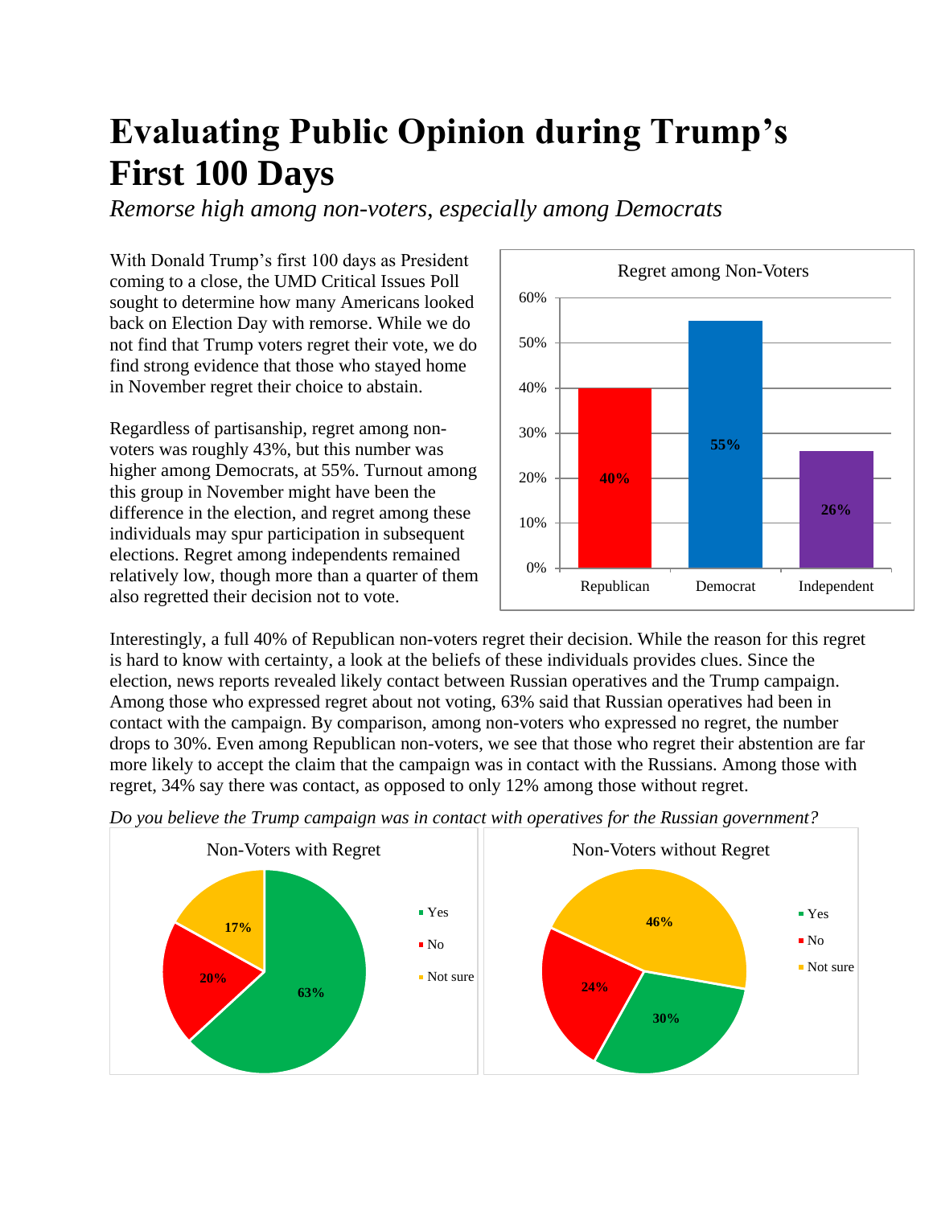# Evaluating Public Opinion during Trump's First 100 Days

*Remorse high among non-voters, especially among Democrats*

With Donald Trump's first 100 days as President coming to a close, the UMD Critical Issues Poll sought to determine how many Americans looked back on Election Day with remorse. While we do not find that Trump voters regret their vote, we do find strong evidence that those who stayed home in November regret their choice to abstain.

Regardless of partisanship, regret among non-voters was roughly 43%, but this number was higher among Democrats, at 55%. Turnout among this group in November might have been the difference in the election, and regret among these individuals may spur participation in subsequent elections. Regret among independents remained relatively low, though more than a quarter of them also regretted their decision not to vote.

Regret among Non-Voters

| Party | Regret |
|---|---|
| Republican | 40% |
| Democrat | 55% |
| Independent | 26% |

Interestingly, a full 40% of Republican non-voters regret their decision. While the reason for this regret is hard to know with certainty, a look at the beliefs of these individuals provides clues. Since the election, news reports revealed likely contact between Russian operatives and the Trump campaign. Among those who expressed regret about not voting, 63% said that Russian operatives had been in contact with the campaign. By comparison, among non-voters who expressed no regret, the number drops to 30%. Even among Republican non-voters, we see that those who regret their abstention are far more likely to accept the claim that the campaign was in contact with the Russians. Among those with regret, 34% say there was contact, as opposed to only 12% among those without regret.

*Do you believe the Trump campaign was in contact with operatives for the Russian government?*

| Response | Non-Voters with Regret | Non-Voters without Regret |
|---|---|---|
| Yes | 63% | 30% |
| No | 20% | 24% |
| Not sure | 17% | 46% |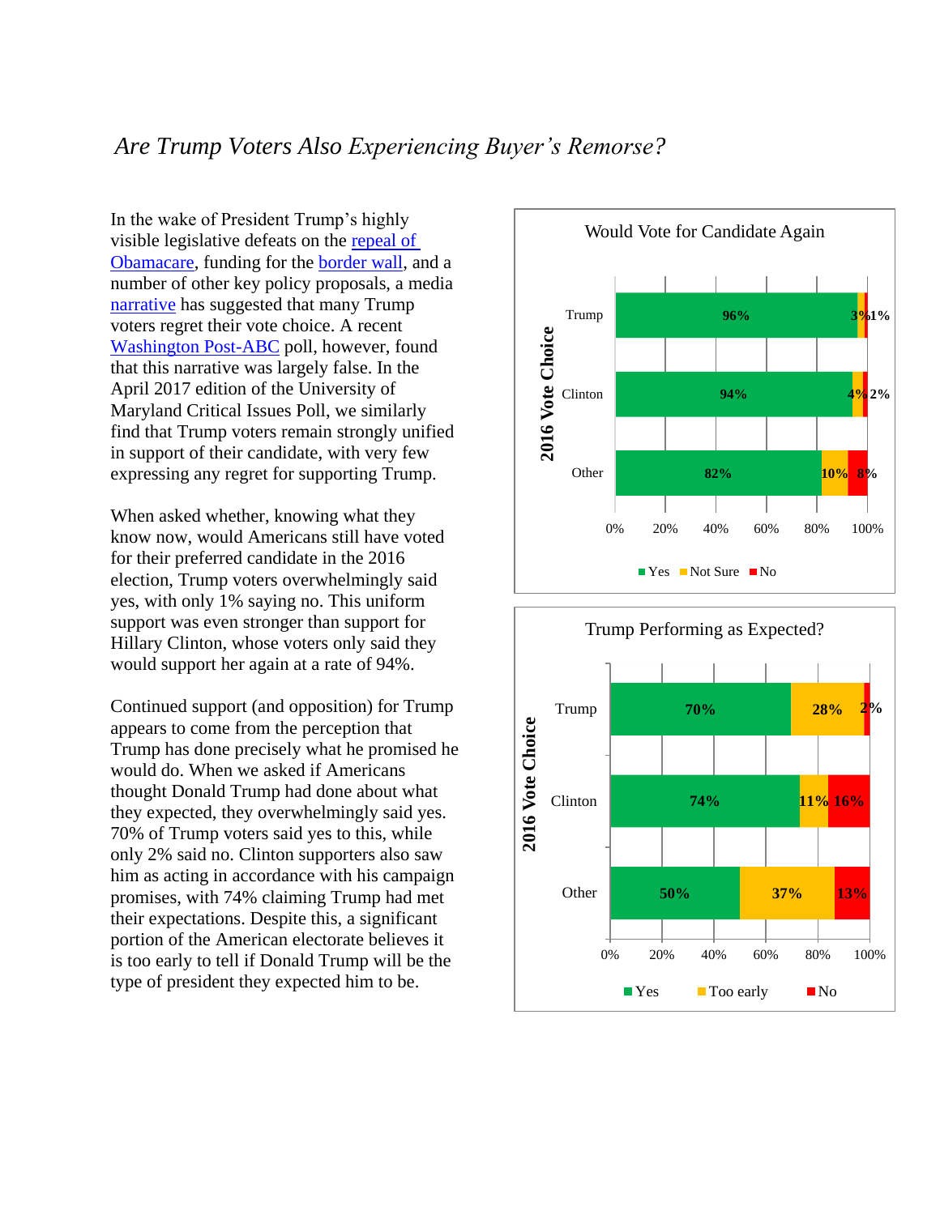*Are Trump Voters Also Experiencing Buyer's Remorse?*

In the wake of President Trump's highly visible legislative defeats on the repeal of Obamacare, funding for the border wall, and a number of other key policy proposals, a media narrative has suggested that many Trump voters regret their vote choice. A recent Washington Post-ABC poll, however, found that this narrative was largely false. In the April 2017 edition of the University of Maryland Critical Issues Poll, we similarly find that Trump voters remain strongly unified in support of their candidate, with very few expressing any regret for supporting Trump.

When asked whether, knowing what they know now, would Americans still have voted for their preferred candidate in the 2016 election, Trump voters overwhelmingly said yes, with only 1% saying no. This uniform support was even stronger than support for Hillary Clinton, whose voters only said they would support her again at a rate of 94%.

Continued support (and opposition) for Trump appears to come from the perception that Trump has done precisely what he promised he would do. When we asked if Americans thought Donald Trump had done about what they expected, they overwhelmingly said yes. 70% of Trump voters said yes to this, while only 2% said no. Clinton supporters also saw him as acting in accordance with his campaign promises, with 74% claiming Trump had met their expectations. Despite this, a significant portion of the American electorate believes it is too early to tell if Donald Trump will be the type of president they expected him to be.

**Would Vote for Candidate Again**

| 2016 Vote Choice | Yes | Not Sure | No |
|---|---|---|---|
| Trump | 96% | 3% | 1% |
| Clinton | 94% | 4% | 2% |
| Other | 82% | 10% | 8% |

**Trump Performing as Expected?**

| 2016 Vote Choice | Yes | Too early | No |
|---|---|---|---|
| Trump | 70% | 28% | 2% |
| Clinton | 74% | 11% | 16% |
| Other | 50% | 37% | 13% |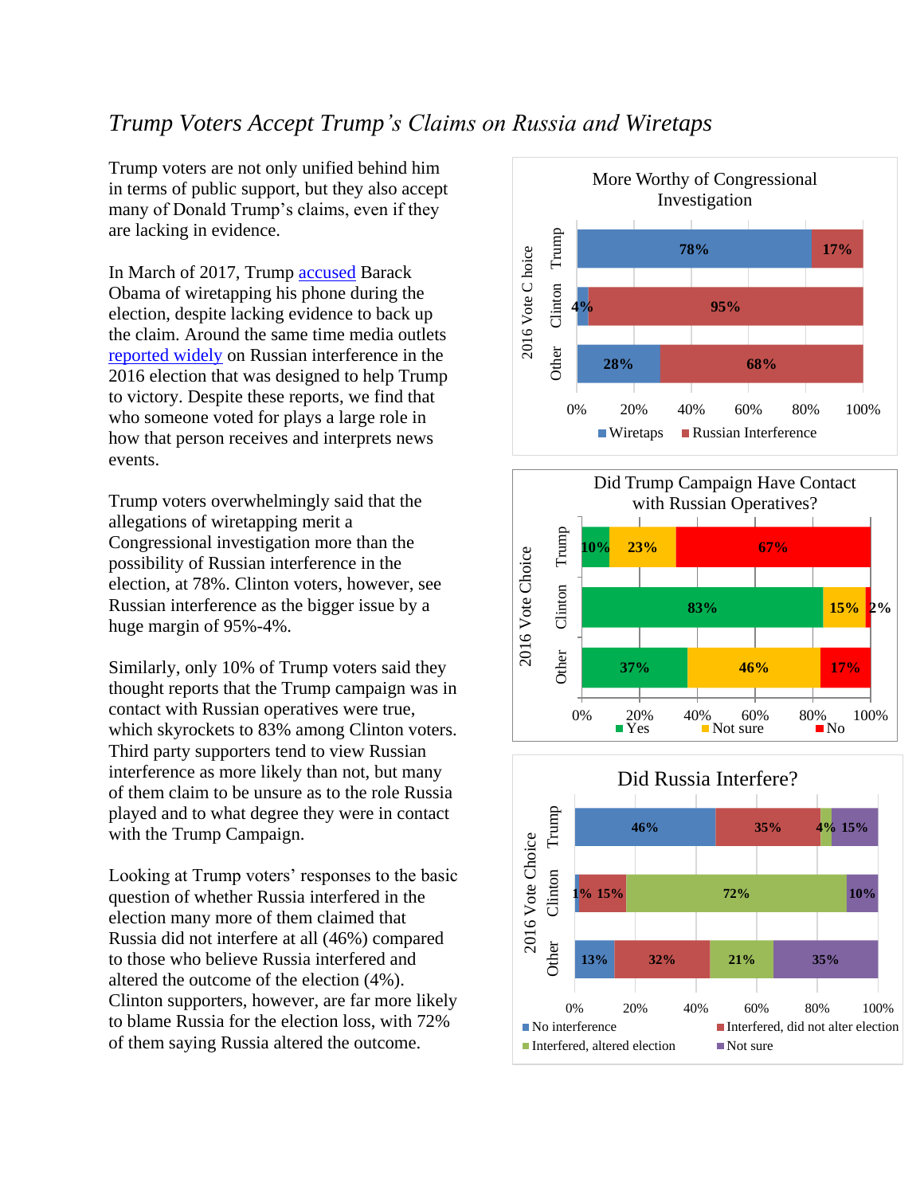## *Trump Voters Accept Trump's Claims on Russia and Wiretaps*

Trump voters are not only unified behind him in terms of public support, but they also accept many of Donald Trump's claims, even if they are lacking in evidence.

In March of 2017, Trump accused Barack Obama of wiretapping his phone during the election, despite lacking evidence to back up the claim. Around the same time media outlets reported widely on Russian interference in the 2016 election that was designed to help Trump to victory. Despite these reports, we find that who someone voted for plays a large role in how that person receives and interprets news events.

Trump voters overwhelmingly said that the allegations of wiretapping merit a Congressional investigation more than the possibility of Russian interference in the election, at 78%. Clinton voters, however, see Russian interference as the bigger issue by a huge margin of 95%-4%.

Similarly, only 10% of Trump voters said they thought reports that the Trump campaign was in contact with Russian operatives were true, which skyrockets to 83% among Clinton voters. Third party supporters tend to view Russian interference as more likely than not, but many of them claim to be unsure as to the role Russia played and to what degree they were in contact with the Trump Campaign.

Looking at Trump voters' responses to the basic question of whether Russia interfered in the election many more of them claimed that Russia did not interfere at all (46%) compared to those who believe Russia interfered and altered the outcome of the election (4%). Clinton supporters, however, are far more likely to blame Russia for the election loss, with 72% of them saying Russia altered the outcome.

**More Worthy of Congressional Investigation**

| 2016 Vote Choice | Wiretaps | Russian Interference |
|---|---|---|
| Trump | 78% | 17% |
| Clinton | 4% | 95% |
| Other | 28% | 68% |

**Did Trump Campaign Have Contact with Russian Operatives?**

| 2016 Vote Choice | Yes | Not sure | No |
|---|---|---|---|
| Trump | 10% | 23% | 67% |
| Clinton | 83% | 15% | 2% |
| Other | 37% | 46% | 17% |

**Did Russia Interfere?**

| 2016 Vote Choice | No interference | Interfered, did not alter election | Interfered, altered election | Not sure |
|---|---|---|---|---|
| Trump | 46% | 35% | 4% | 15% |
| Clinton | 1% | 15% | 72% | 10% |
| Other | 13% | 32% | 21% | 35% |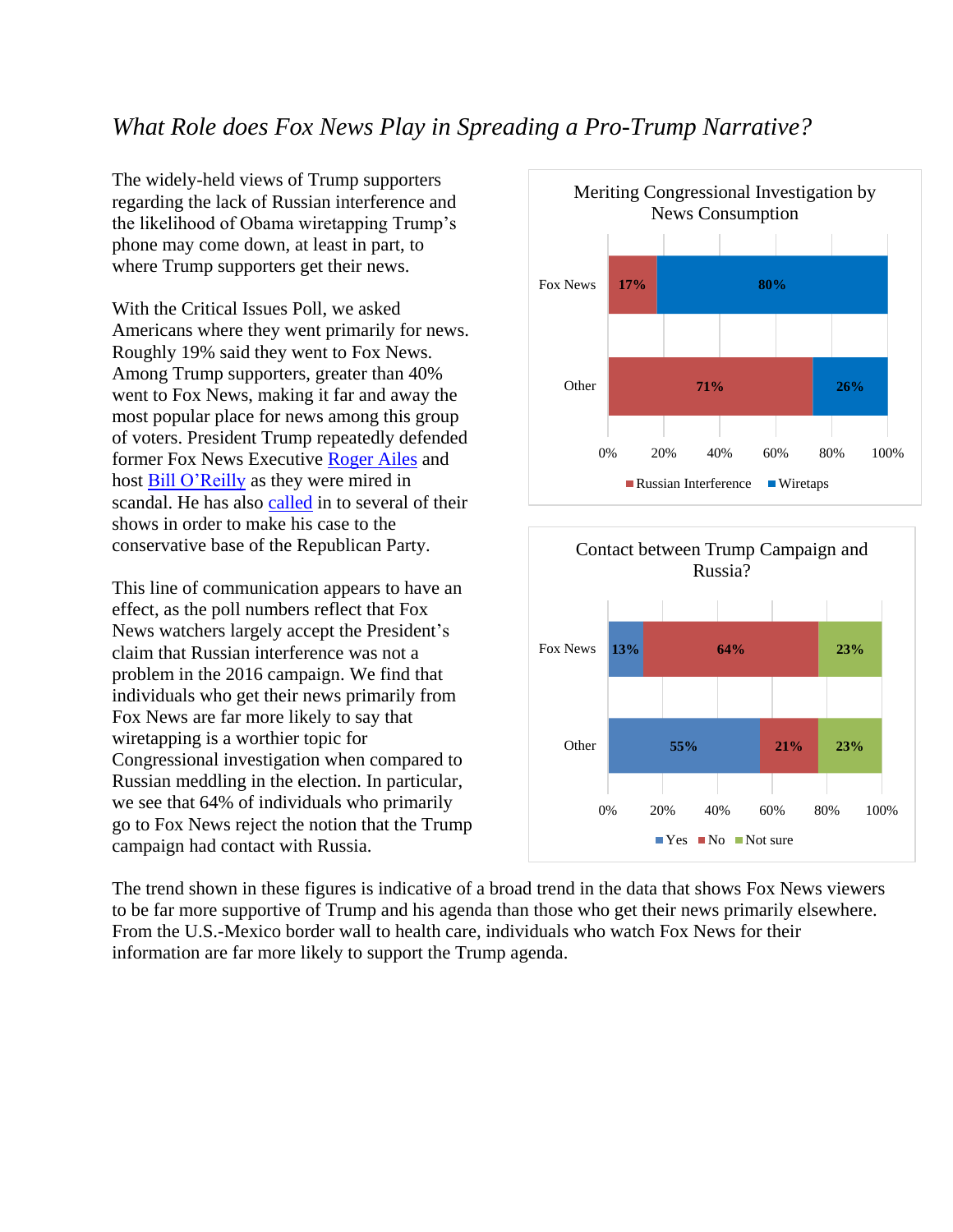## *What Role does Fox News Play in Spreading a Pro-Trump Narrative?*

The widely-held views of Trump supporters regarding the lack of Russian interference and the likelihood of Obama wiretapping Trump's phone may come down, at least in part, to where Trump supporters get their news.

With the Critical Issues Poll, we asked Americans where they went primarily for news. Roughly 19% said they went to Fox News. Among Trump supporters, greater than 40% went to Fox News, making it far and away the most popular place for news among this group of voters. President Trump repeatedly defended former Fox News Executive Roger Ailes and host Bill O'Reilly as they were mired in scandal. He has also called in to several of their shows in order to make his case to the conservative base of the Republican Party.

This line of communication appears to have an effect, as the poll numbers reflect that Fox News watchers largely accept the President's claim that Russian interference was not a problem in the 2016 campaign. We find that individuals who get their news primarily from Fox News are far more likely to say that wiretapping is a worthier topic for Congressional investigation when compared to Russian meddling in the election. In particular, we see that 64% of individuals who primarily go to Fox News reject the notion that the Trump campaign had contact with Russia.

**Meriting Congressional Investigation by News Consumption**

| | Russian Interference | Wiretaps |
|---|---|---|
| Fox News | 17% | 80% |
| Other | 71% | 26% |

**Contact between Trump Campaign and Russia?**

| | Yes | No | Not sure |
|---|---|---|---|
| Fox News | 13% | 64% | 23% |
| Other | 55% | 21% | 23% |

The trend shown in these figures is indicative of a broad trend in the data that shows Fox News viewers to be far more supportive of Trump and his agenda than those who get their news primarily elsewhere. From the U.S.-Mexico border wall to health care, individuals who watch Fox News for their information are far more likely to support the Trump agenda.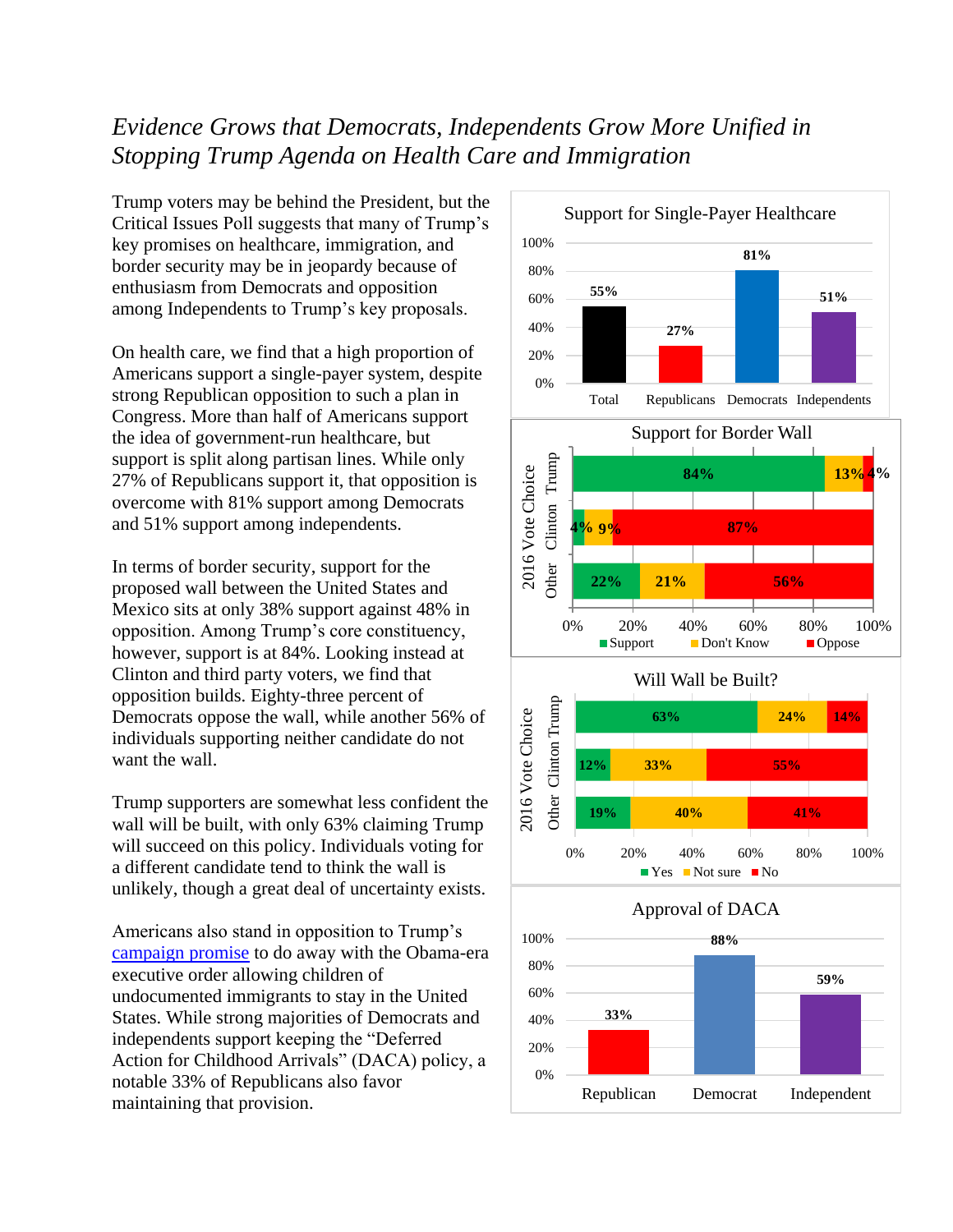*Evidence Grows that Democrats, Independents Grow More Unified in Stopping Trump Agenda on Health Care and Immigration*

Trump voters may be behind the President, but the Critical Issues Poll suggests that many of Trump's key promises on healthcare, immigration, and border security may be in jeopardy because of enthusiasm from Democrats and opposition among Independents to Trump's key proposals.

On health care, we find that a high proportion of Americans support a single-payer system, despite strong Republican opposition to such a plan in Congress. More than half of Americans support the idea of government-run healthcare, but support is split along partisan lines. While only 27% of Republicans support it, that opposition is overcome with 81% support among Democrats and 51% support among independents.

In terms of border security, support for the proposed wall between the United States and Mexico sits at only 38% support against 48% in opposition. Among Trump's core constituency, however, support is at 84%. Looking instead at Clinton and third party voters, we find that opposition builds. Eighty-three percent of Democrats oppose the wall, while another 56% of individuals supporting neither candidate do not want the wall.

Trump supporters are somewhat less confident the wall will be built, with only 63% claiming Trump will succeed on this policy. Individuals voting for a different candidate tend to think the wall is unlikely, though a great deal of uncertainty exists.

Americans also stand in opposition to Trump's campaign promise to do away with the Obama-era executive order allowing children of undocumented immigrants to stay in the United States. While strong majorities of Democrats and independents support keeping the "Deferred Action for Childhood Arrivals" (DACA) policy, a notable 33% of Republicans also favor maintaining that provision.

**Support for Single-Payer Healthcare**

| Total | Republicans | Democrats | Independents |
|---|---|---|---|
| 55% | 27% | 81% | 51% |

**Support for Border Wall**

| 2016 Vote Choice | Support | Don't Know | Oppose |
|---|---|---|---|
| Trump | 84% | 13% | 4% |
| Clinton | 4% | 9% | 87% |
| Other | 22% | 21% | 56% |

**Will Wall be Built?**

| 2016 Vote Choice | Yes | Not sure | No |
|---|---|---|---|
| Trump | 63% | 24% | 14% |
| Clinton | 12% | 33% | 55% |
| Other | 19% | 40% | 41% |

**Approval of DACA**

| Republican | Democrat | Independent |
|---|---|---|
| 33% | 88% | 59% |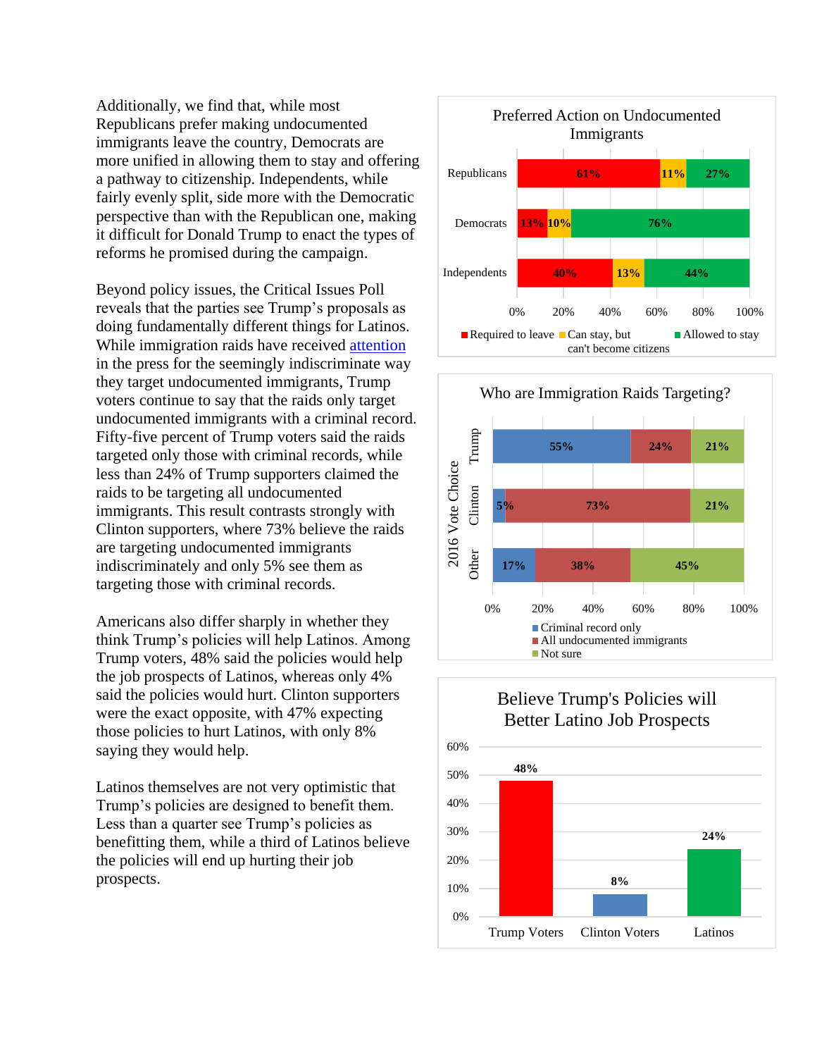Additionally, we find that, while most Republicans prefer making undocumented immigrants leave the country, Democrats are more unified in allowing them to stay and offering a pathway to citizenship. Independents, while fairly evenly split, side more with the Democratic perspective than with the Republican one, making it difficult for Donald Trump to enact the types of reforms he promised during the campaign.

Beyond policy issues, the Critical Issues Poll reveals that the parties see Trump's proposals as doing fundamentally different things for Latinos. While immigration raids have received attention in the press for the seemingly indiscriminate way they target undocumented immigrants, Trump voters continue to say that the raids only target undocumented immigrants with a criminal record. Fifty-five percent of Trump voters said the raids targeted only those with criminal records, while less than 24% of Trump supporters claimed the raids to be targeting all undocumented immigrants. This result contrasts strongly with Clinton supporters, where 73% believe the raids are targeting undocumented immigrants indiscriminately and only 5% see them as targeting those with criminal records.

Americans also differ sharply in whether they think Trump's policies will help Latinos. Among Trump voters, 48% said the policies would help the job prospects of Latinos, whereas only 4% said the policies would hurt. Clinton supporters were the exact opposite, with 47% expecting those policies to hurt Latinos, with only 8% saying they would help.

Latinos themselves are not very optimistic that Trump's policies are designed to benefit them. Less than a quarter see Trump's policies as benefitting them, while a third of Latinos believe the policies will end up hurting their job prospects.

**Preferred Action on Undocumented Immigrants**

| | Required to leave | Can stay, but can't become citizens | Allowed to stay |
|---|---|---|---|
| Republicans | 61% | 11% | 27% |
| Democrats | 13% | 10% | 76% |
| Independents | 40% | 13% | 44% |

**Who are Immigration Raids Targeting?**

| 2016 Vote Choice | Criminal record only | All undocumented immigrants | Not sure |
|---|---|---|---|
| Trump | 55% | 24% | 21% |
| Clinton | 5% | 73% | 21% |
| Other | 17% | 38% | 45% |

**Believe Trump's Policies will Better Latino Job Prospects**

| Trump Voters | Clinton Voters | Latinos |
|---|---|---|
| 48% | 8% | 24% |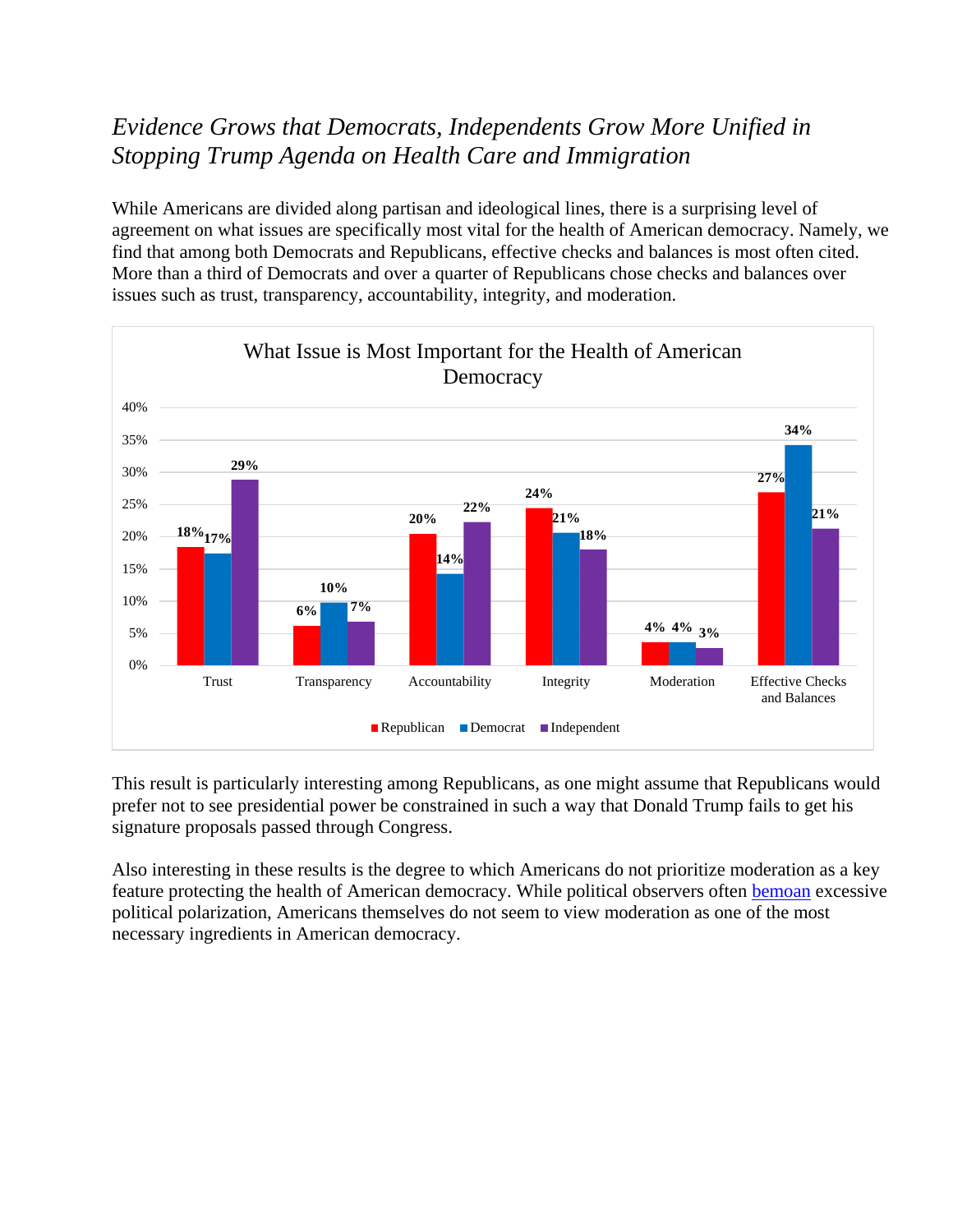## *Evidence Grows that Democrats, Independents Grow More Unified in Stopping Trump Agenda on Health Care and Immigration*

While Americans are divided along partisan and ideological lines, there is a surprising level of agreement on what issues are specifically most vital for the health of American democracy. Namely, we find that among both Democrats and Republicans, effective checks and balances is most often cited. More than a third of Democrats and over a quarter of Republicans chose checks and balances over issues such as trust, transparency, accountability, integrity, and moderation.

**What Issue is Most Important for the Health of American Democracy**

| Issue | Republican | Democrat | Independent |
|---|---|---|---|
| Trust | 18% | 17% | 29% |
| Transparency | 6% | 10% | 7% |
| Accountability | 20% | 14% | 22% |
| Integrity | 24% | 21% | 18% |
| Moderation | 4% | 4% | 3% |
| Effective Checks and Balances | 27% | 34% | 21% |

This result is particularly interesting among Republicans, as one might assume that Republicans would prefer not to see presidential power be constrained in such a way that Donald Trump fails to get his signature proposals passed through Congress.

Also interesting in these results is the degree to which Americans do not prioritize moderation as a key feature protecting the health of American democracy. While political observers often bemoan excessive political polarization, Americans themselves do not seem to view moderation as one of the most necessary ingredients in American democracy.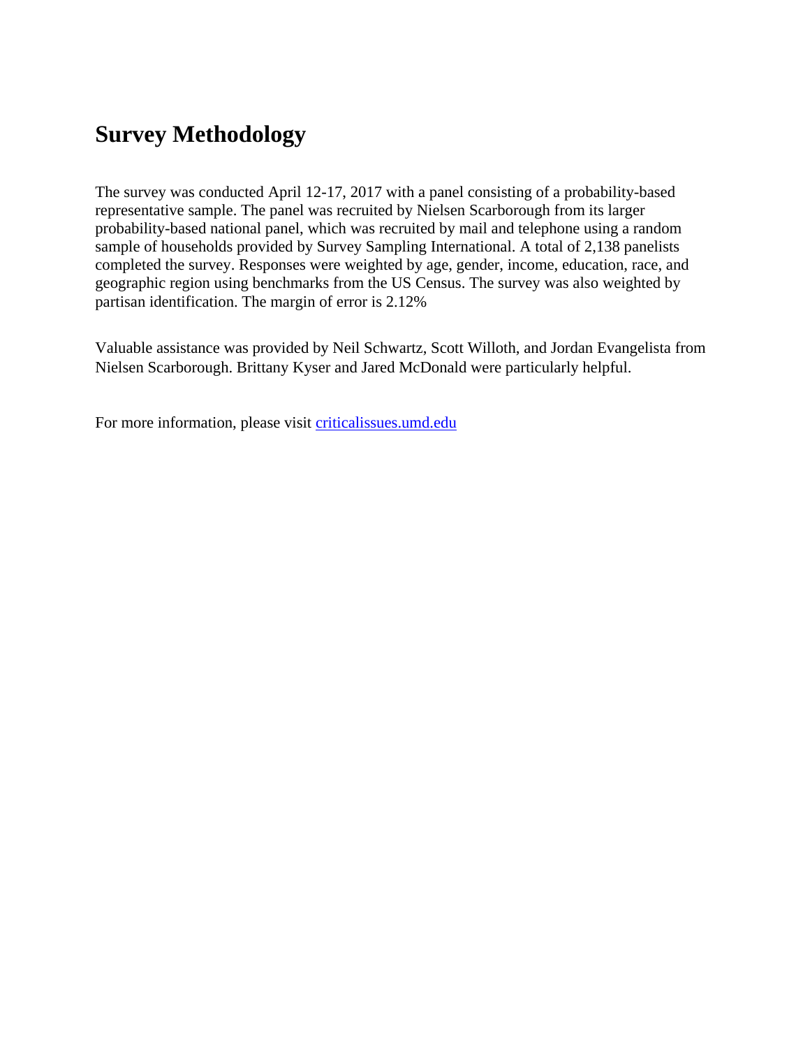# Survey Methodology

The survey was conducted April 12-17, 2017 with a panel consisting of a probability-based representative sample. The panel was recruited by Nielsen Scarborough from its larger probability-based national panel, which was recruited by mail and telephone using a random sample of households provided by Survey Sampling International. A total of 2,138 panelists completed the survey. Responses were weighted by age, gender, income, education, race, and geographic region using benchmarks from the US Census. The survey was also weighted by partisan identification. The margin of error is 2.12%

Valuable assistance was provided by Neil Schwartz, Scott Willoth, and Jordan Evangelista from Nielsen Scarborough. Brittany Kyser and Jared McDonald were particularly helpful.

For more information, please visit [criticalissues.umd.edu](criticalissues.umd.edu)